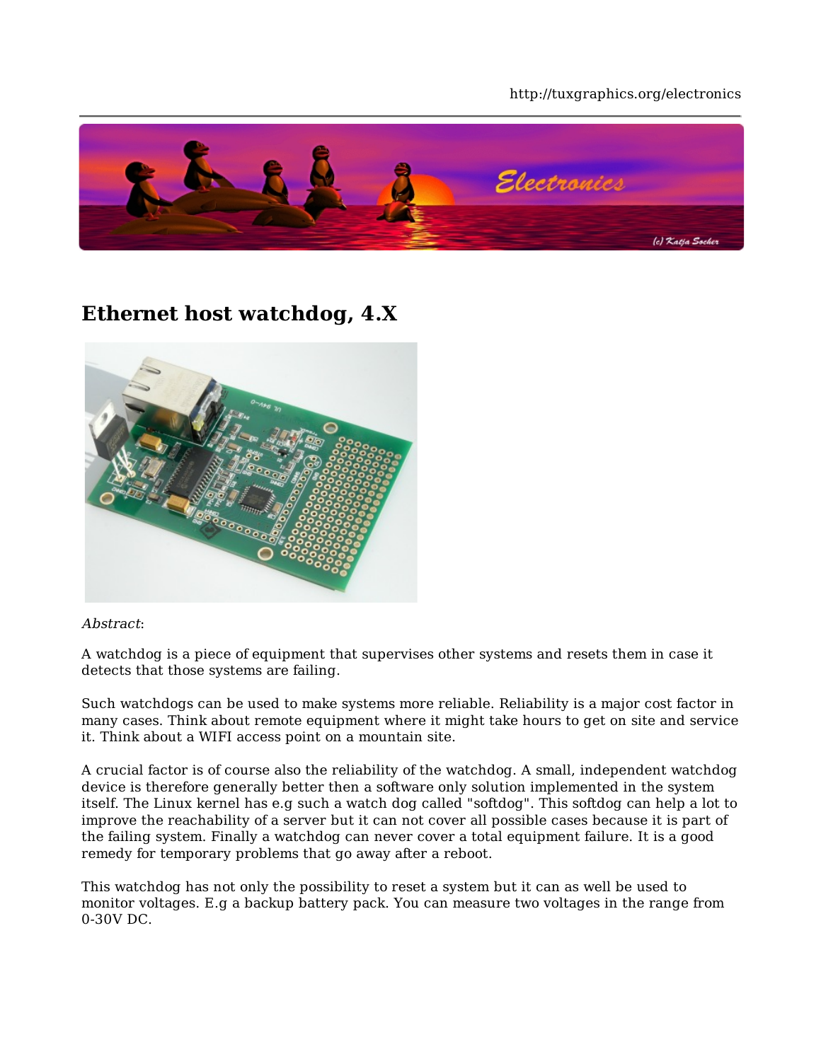# Ethernet host watchdog, 4.X

*Abstract*:

A watchdog is a piece of equipment that supervises other systems and resets them in case it detects that those systems are failing.

Such watchdogs can be used to make systems more reliable. Reliability is a major cost factor in many cases. Think about remote equipment where it might take hours to get on site and service it. Think about a WIFI access point on a mountain site.

A crucial factor is of course also the reliability of the watchdog. A small, independent watchdog device is therefore generally better then a software only solution implemented in the system itself. The Linux kernel has e.g such a watch dog called "softdog". This softdog can help a lot to improve the reachability of a server but it can not cover all possible cases because it is part of the failing system. Finally a watchdog can never cover a total equipment failure. It is a good remedy for temporary problems that go away after a reboot.

This watchdog has not only the possibility to reset a system but it can as well be used to monitor voltages. E.g a backup battery pack. You can measure two voltages in the range from 0-30V DC.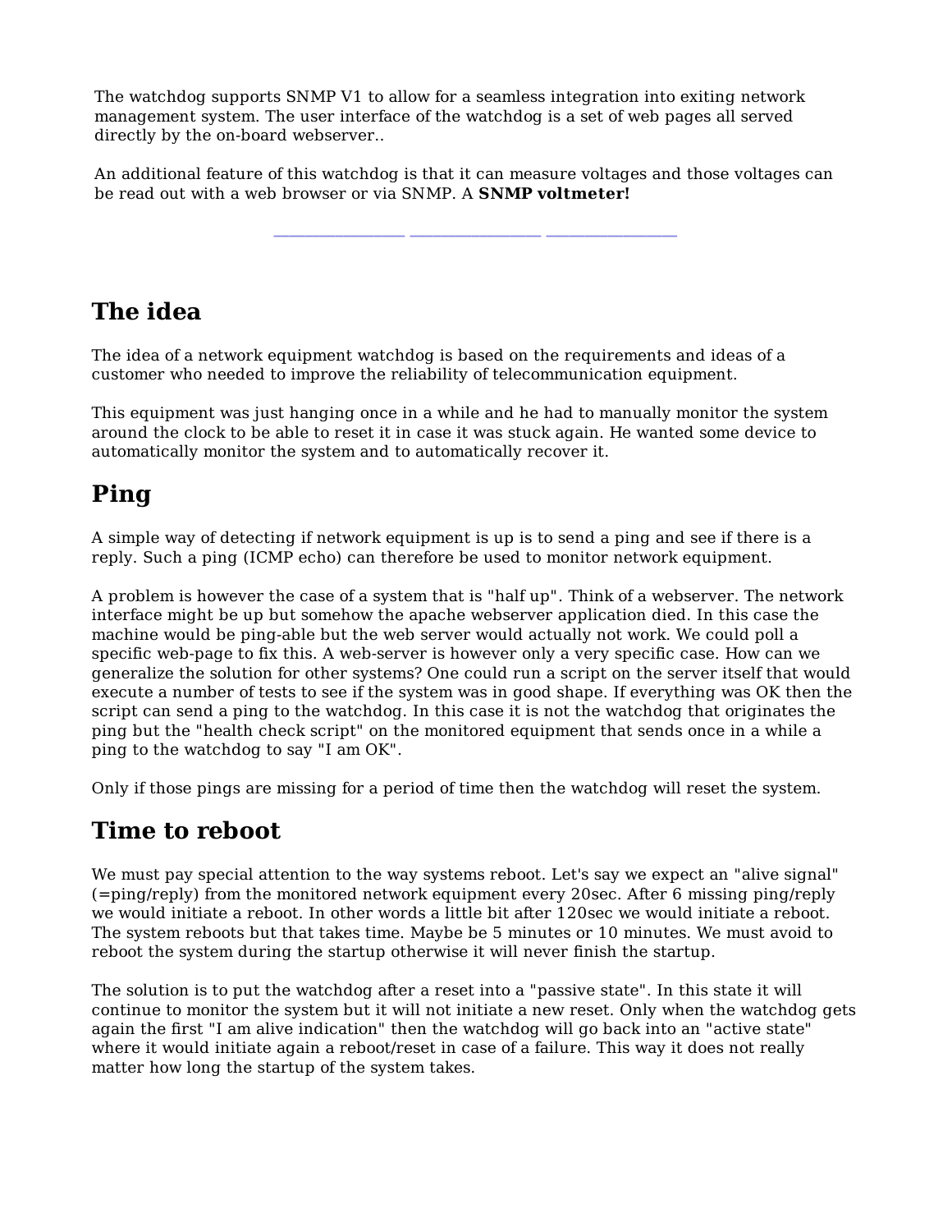The watchdog supports SNMP V1 to allow for a seamless integration into exiting network management system. The user interface of the watchdog is a set of web pages all served directly by the on-board webserver..

An additional feature of this watchdog is that it can measure voltages and those voltages can be read out with a web browser or via SNMP. A **SNMP voltmeter!**

---

## The idea

The idea of a network equipment watchdog is based on the requirements and ideas of a customer who needed to improve the reliability of telecommunication equipment.

This equipment was just hanging once in a while and he had to manually monitor the system around the clock to be able to reset it in case it was stuck again. He wanted some device to automatically monitor the system and to automatically recover it.

## Ping

A simple way of detecting if network equipment is up is to send a ping and see if there is a reply. Such a ping (ICMP echo) can therefore be used to monitor network equipment.

A problem is however the case of a system that is "half up". Think of a webserver. The network interface might be up but somehow the apache webserver application died. In this case the machine would be ping-able but the web server would actually not work. We could poll a specific web-page to fix this. A web-server is however only a very specific case. How can we generalize the solution for other systems? One could run a script on the server itself that would execute a number of tests to see if the system was in good shape. If everything was OK then the script can send a ping to the watchdog. In this case it is not the watchdog that originates the ping but the "health check script" on the monitored equipment that sends once in a while a ping to the watchdog to say "I am OK".

Only if those pings are missing for a period of time then the watchdog will reset the system.

## Time to reboot

We must pay special attention to the way systems reboot. Let's say we expect an "alive signal" (=ping/reply) from the monitored network equipment every 20sec. After 6 missing ping/reply we would initiate a reboot. In other words a little bit after 120sec we would initiate a reboot. The system reboots but that takes time. Maybe be 5 minutes or 10 minutes. We must avoid to reboot the system during the startup otherwise it will never finish the startup.

The solution is to put the watchdog after a reset into a "passive state". In this state it will continue to monitor the system but it will not initiate a new reset. Only when the watchdog gets again the first "I am alive indication" then the watchdog will go back into an "active state" where it would initiate again a reboot/reset in case of a failure. This way it does not really matter how long the startup of the system takes.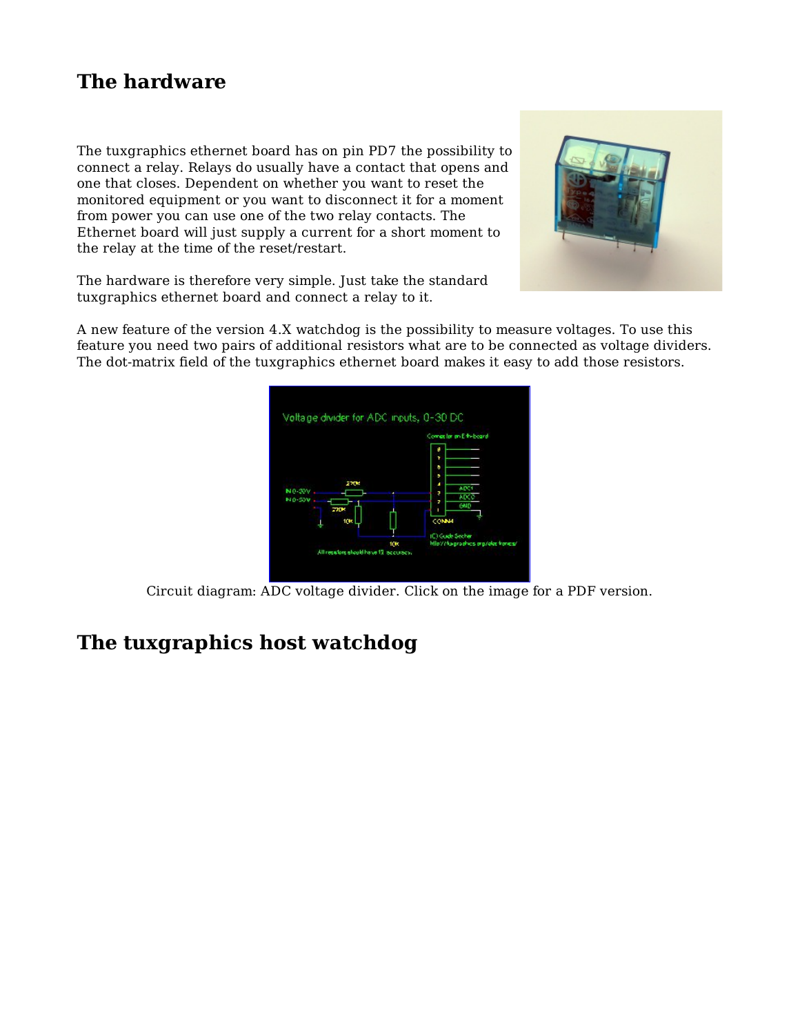## The hardware

The tuxgraphics ethernet board has on pin PD7 the possibility to connect a relay. Relays do usually have a contact that opens and one that closes. Dependent on whether you want to reset the monitored equipment or you want to disconnect it for a moment from power you can use one of the two relay contacts. The Ethernet board will just supply a current for a short moment to the relay at the time of the reset/restart.

The hardware is therefore very simple. Just take the standard tuxgraphics ethernet board and connect a relay to it.

A new feature of the version 4.X watchdog is the possibility to measure voltages. To use this feature you need two pairs of additional resistors what are to be connected as voltage dividers. The dot-matrix field of the tuxgraphics ethernet board makes it easy to add those resistors.

Circuit diagram: ADC voltage divider. Click on the image for a PDF version.

## The tuxgraphics host watchdog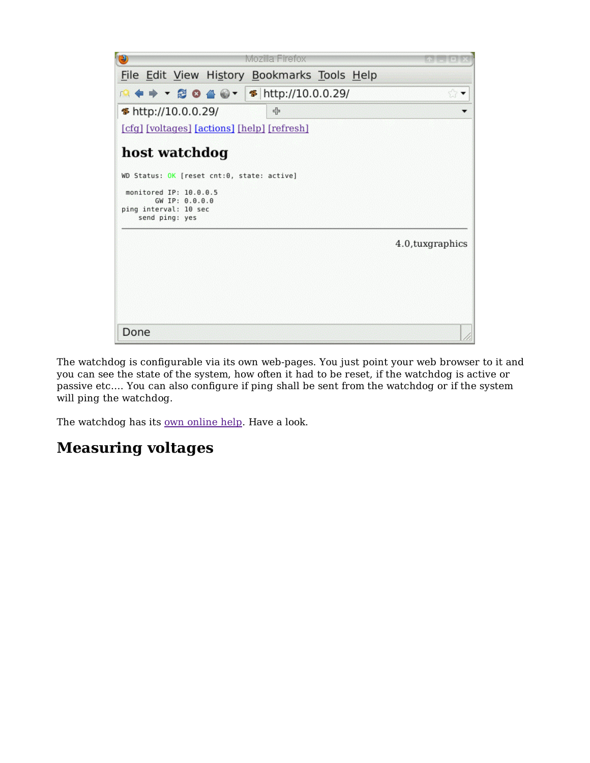The watchdog is configurable via its own web-pages. You just point your web browser to it and you can see the state of the system, how often it had to be reset, if the watchdog is active or passive etc.... You can also configure if ping shall be sent from the watchdog or if the system will ping the watchdog.

The watchdog has its own online help. Have a look.

## Measuring voltages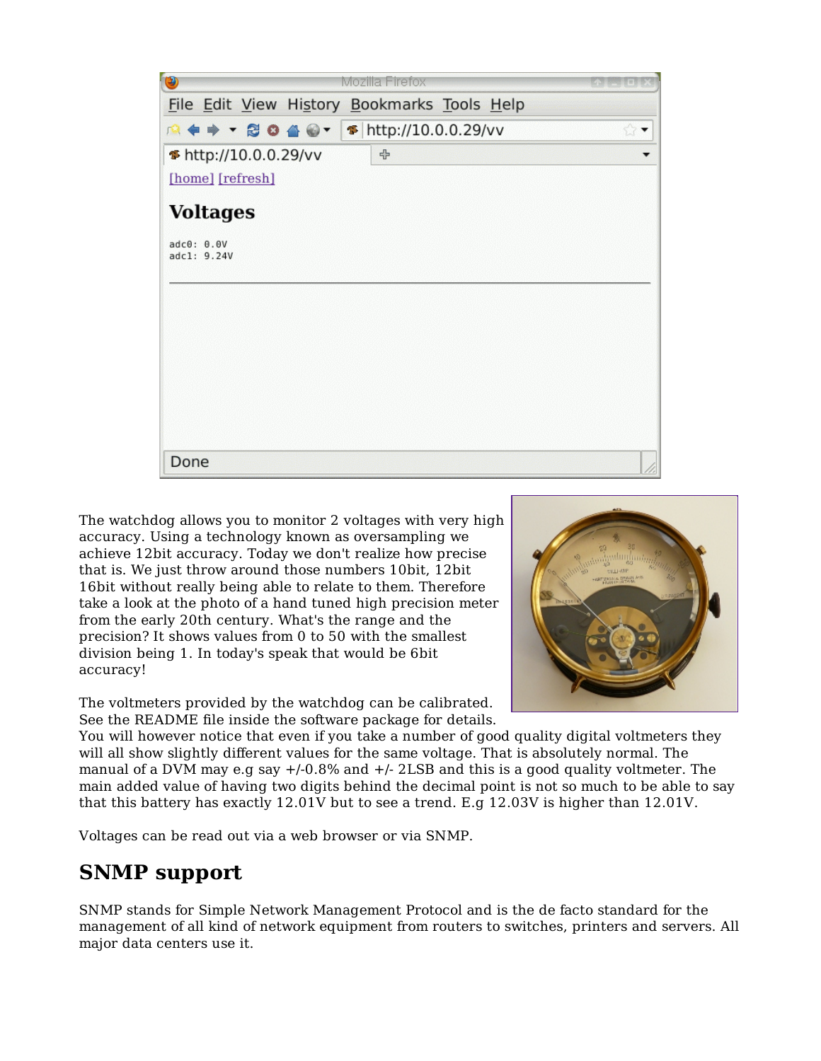The watchdog allows you to monitor 2 voltages with very high accuracy. Using a technology known as oversampling we achieve 12bit accuracy. Today we don't realize how precise that is. We just throw around those numbers 10bit, 12bit 16bit without really being able to relate to them. Therefore take a look at the photo of a hand tuned high precision meter from the early 20th century. What's the range and the precision? It shows values from 0 to 50 with the smallest division being 1. In today's speak that would be 6bit accuracy!

The voltmeters provided by the watchdog can be calibrated. See the README file inside the software package for details. You will however notice that even if you take a number of good quality digital voltmeters they will all show slightly different values for the same voltage. That is absolutely normal. The manual of a DVM may e.g say +/-0.8% and +/- 2LSB and this is a good quality voltmeter. The main added value of having two digits behind the decimal point is not so much to be able to say that this battery has exactly 12.01V but to see a trend. E.g 12.03V is higher than 12.01V.

Voltages can be read out via a web browser or via SNMP.

## SNMP support

SNMP stands for Simple Network Management Protocol and is the de facto standard for the management of all kind of network equipment from routers to switches, printers and servers. All major data centers use it.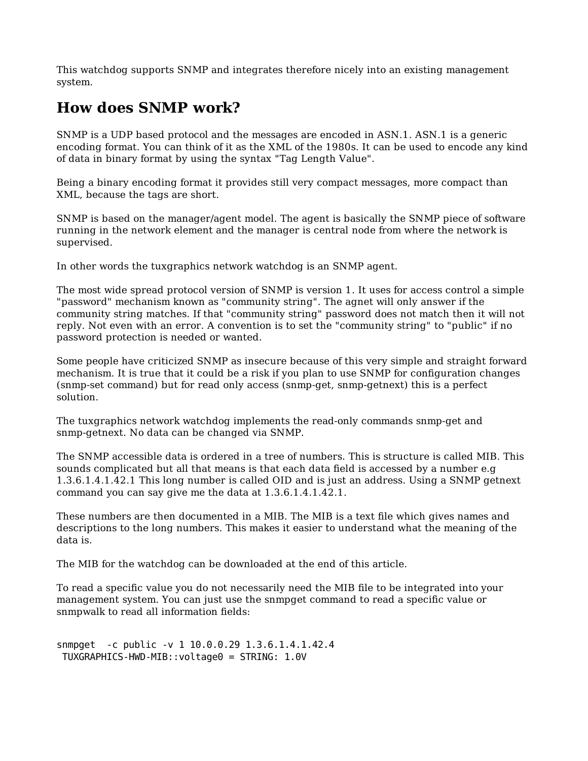This watchdog supports SNMP and integrates therefore nicely into an existing management system.

## How does SNMP work?

SNMP is a UDP based protocol and the messages are encoded in ASN.1. ASN.1 is a generic encoding format. You can think of it as the XML of the 1980s. It can be used to encode any kind of data in binary format by using the syntax "Tag Length Value".

Being a binary encoding format it provides still very compact messages, more compact than XML, because the tags are short.

SNMP is based on the manager/agent model. The agent is basically the SNMP piece of software running in the network element and the manager is central node from where the network is supervised.

In other words the tuxgraphics network watchdog is an SNMP agent.

The most wide spread protocol version of SNMP is version 1. It uses for access control a simple "password" mechanism known as "community string". The agnet will only answer if the community string matches. If that "community string" password does not match then it will not reply. Not even with an error. A convention is to set the "community string" to "public" if no password protection is needed or wanted.

Some people have criticized SNMP as insecure because of this very simple and straight forward mechanism. It is true that it could be a risk if you plan to use SNMP for configuration changes (snmp-set command) but for read only access (snmp-get, snmp-getnext) this is a perfect solution.

The tuxgraphics network watchdog implements the read-only commands snmp-get and snmp-getnext. No data can be changed via SNMP.

The SNMP accessible data is ordered in a tree of numbers. This is structure is called MIB. This sounds complicated but all that means is that each data field is accessed by a number e.g 1.3.6.1.4.1.42.1 This long number is called OID and is just an address. Using a SNMP getnext command you can say give me the data at 1.3.6.1.4.1.42.1.

These numbers are then documented in a MIB. The MIB is a text file which gives names and descriptions to the long numbers. This makes it easier to understand what the meaning of the data is.

The MIB for the watchdog can be downloaded at the end of this article.

To read a specific value you do not necessarily need the MIB file to be integrated into your management system. You can just use the snmpget command to read a specific value or snmpwalk to read all information fields:

```
snmpget  -c public -v 1 10.0.0.29 1.3.6.1.4.1.42.4
 TUXGRAPHICS-HWD-MIB::voltage0 = STRING: 1.0V
```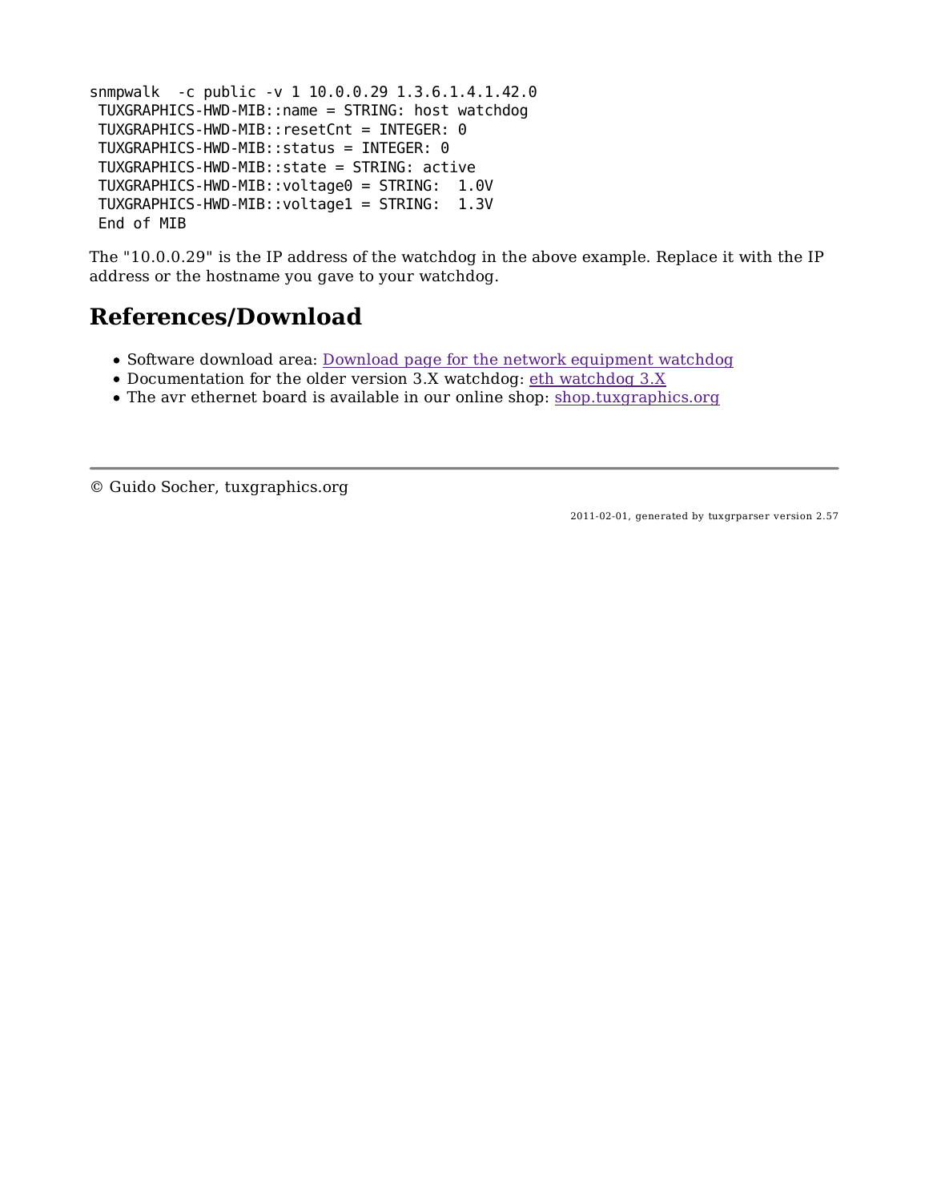```
snmpwalk  -c public -v 1 10.0.0.29 1.3.6.1.4.1.42.0
 TUXGRAPHICS-HWD-MIB::name = STRING: host watchdog
 TUXGRAPHICS-HWD-MIB::resetCnt = INTEGER: 0
 TUXGRAPHICS-HWD-MIB::status = INTEGER: 0
 TUXGRAPHICS-HWD-MIB::state = STRING: active
 TUXGRAPHICS-HWD-MIB::voltage0 = STRING:  1.0V
 TUXGRAPHICS-HWD-MIB::voltage1 = STRING:  1.3V
 End of MIB
```

The "10.0.0.29" is the IP address of the watchdog in the above example. Replace it with the IP address or the hostname you gave to your watchdog.

## References/Download

- Software download area: Download page for the network equipment watchdog
- Documentation for the older version 3.X watchdog: eth watchdog 3.X
- The avr ethernet board is available in our online shop: shop.tuxgraphics.org

---

© Guido Socher, tuxgraphics.org

2011-02-01, generated by tuxgrparser version 2.57